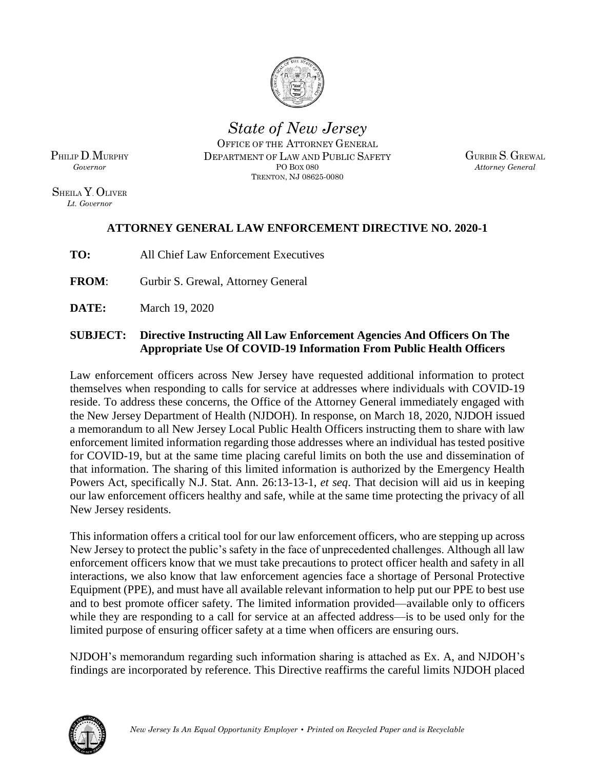*State of New Jersey*

OFFICE OF THE ATTORNEY GENERAL
DEPARTMENT OF LAW AND PUBLIC SAFETY
PO BOX 080
TRENTON, NJ 08625-0080

PHILIP D. MURPHY
*Governor*

SHEILA Y. OLIVER
*Lt. Governor*

GURBIR S. GREWAL
*Attorney General*

**ATTORNEY GENERAL LAW ENFORCEMENT DIRECTIVE NO. 2020-1**

**TO:** All Chief Law Enforcement Executives

**FROM**: Gurbir S. Grewal, Attorney General

**DATE:** March 19, 2020

**SUBJECT: Directive Instructing All Law Enforcement Agencies And Officers On The Appropriate Use Of COVID-19 Information From Public Health Officers**

Law enforcement officers across New Jersey have requested additional information to protect themselves when responding to calls for service at addresses where individuals with COVID-19 reside. To address these concerns, the Office of the Attorney General immediately engaged with the New Jersey Department of Health (NJDOH). In response, on March 18, 2020, NJDOH issued a memorandum to all New Jersey Local Public Health Officers instructing them to share with law enforcement limited information regarding those addresses where an individual has tested positive for COVID-19, but at the same time placing careful limits on both the use and dissemination of that information. The sharing of this limited information is authorized by the Emergency Health Powers Act, specifically N.J. Stat. Ann. 26:13-13-1, *et seq*. That decision will aid us in keeping our law enforcement officers healthy and safe, while at the same time protecting the privacy of all New Jersey residents.

This information offers a critical tool for our law enforcement officers, who are stepping up across New Jersey to protect the public's safety in the face of unprecedented challenges. Although all law enforcement officers know that we must take precautions to protect officer health and safety in all interactions, we also know that law enforcement agencies face a shortage of Personal Protective Equipment (PPE), and must have all available relevant information to help put our PPE to best use and to best promote officer safety. The limited information provided—available only to officers while they are responding to a call for service at an affected address—is to be used only for the limited purpose of ensuring officer safety at a time when officers are ensuring ours.

NJDOH's memorandum regarding such information sharing is attached as Ex. A, and NJDOH's findings are incorporated by reference. This Directive reaffirms the careful limits NJDOH placed

*New Jersey Is An Equal Opportunity Employer • Printed on Recycled Paper and is Recyclable*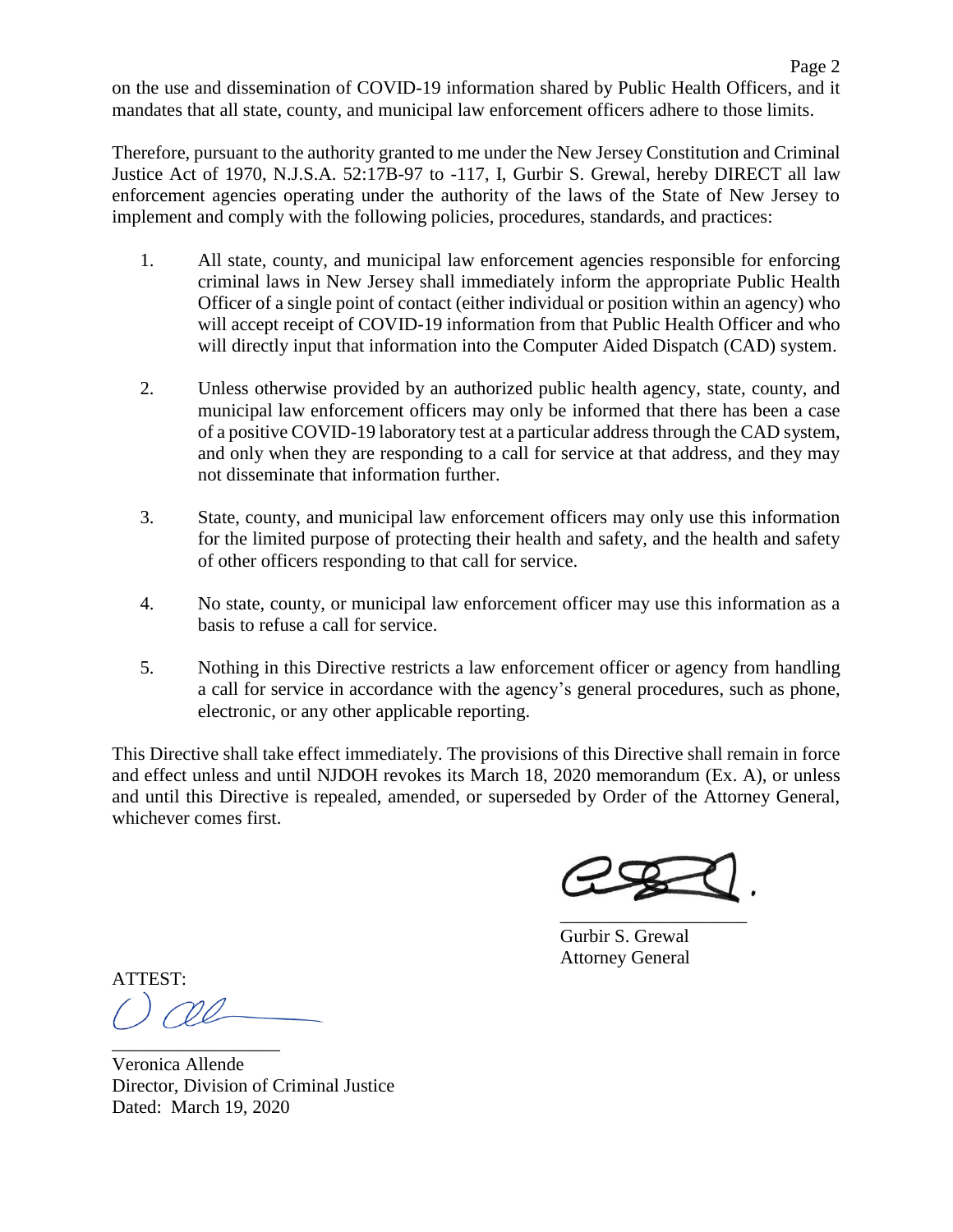on the use and dissemination of COVID-19 information shared by Public Health Officers, and it mandates that all state, county, and municipal law enforcement officers adhere to those limits.

Therefore, pursuant to the authority granted to me under the New Jersey Constitution and Criminal Justice Act of 1970, N.J.S.A. 52:17B-97 to -117, I, Gurbir S. Grewal, hereby DIRECT all law enforcement agencies operating under the authority of the laws of the State of New Jersey to implement and comply with the following policies, procedures, standards, and practices:

1. All state, county, and municipal law enforcement agencies responsible for enforcing criminal laws in New Jersey shall immediately inform the appropriate Public Health Officer of a single point of contact (either individual or position within an agency) who will accept receipt of COVID-19 information from that Public Health Officer and who will directly input that information into the Computer Aided Dispatch (CAD) system.

2. Unless otherwise provided by an authorized public health agency, state, county, and municipal law enforcement officers may only be informed that there has been a case of a positive COVID-19 laboratory test at a particular address through the CAD system, and only when they are responding to a call for service at that address, and they may not disseminate that information further.

3. State, county, and municipal law enforcement officers may only use this information for the limited purpose of protecting their health and safety, and the health and safety of other officers responding to that call for service.

4. No state, county, or municipal law enforcement officer may use this information as a basis to refuse a call for service.

5. Nothing in this Directive restricts a law enforcement officer or agency from handling a call for service in accordance with the agency's general procedures, such as phone, electronic, or any other applicable reporting.

This Directive shall take effect immediately. The provisions of this Directive shall remain in force and effect unless and until NJDOH revokes its March 18, 2020 memorandum (Ex. A), or unless and until this Directive is repealed, amended, or superseded by Order of the Attorney General, whichever comes first.

Gurbir S. Grewal
Attorney General

ATTEST:

Veronica Allende
Director, Division of Criminal Justice
Dated: March 19, 2020